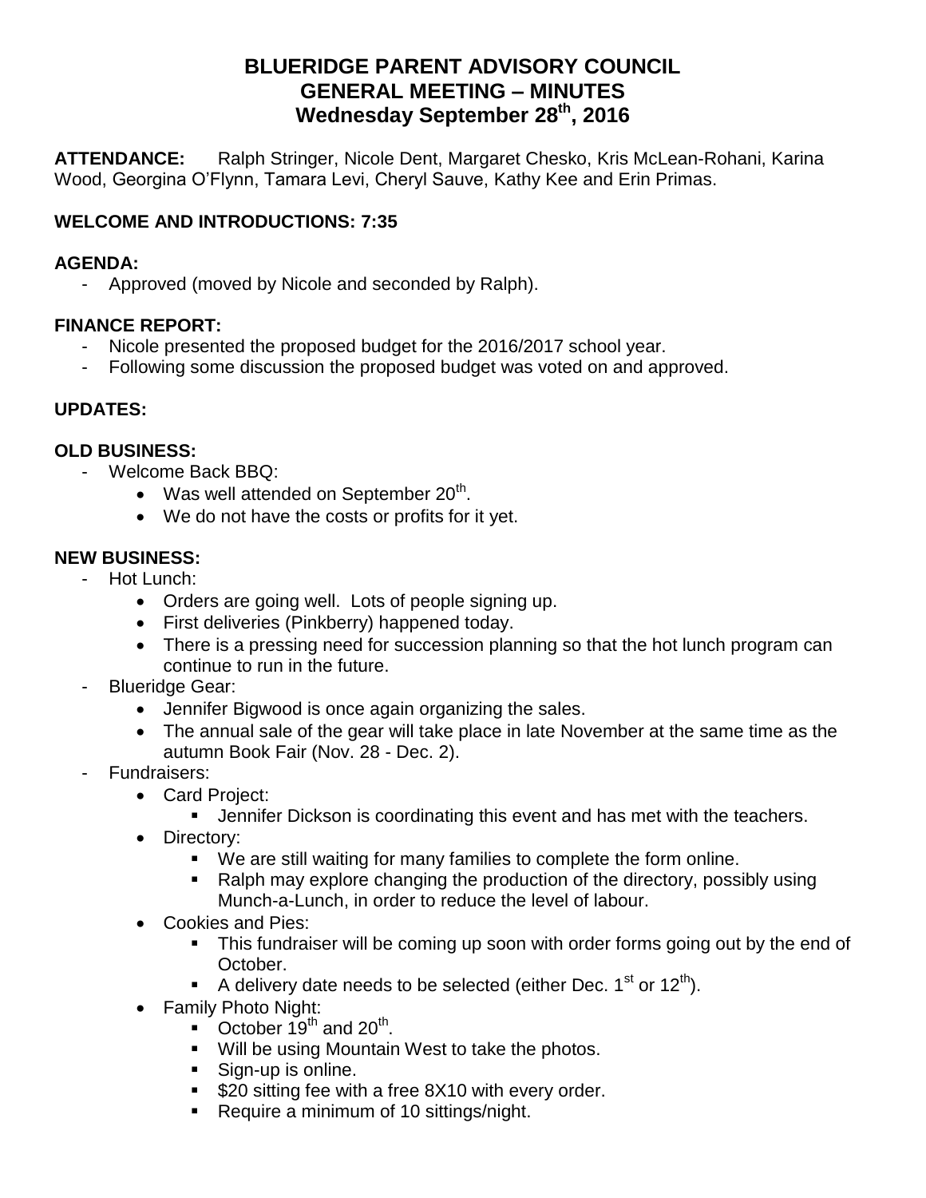# BLUERIDGE PARENT ADVISORY COUNCIL
# GENERAL MEETING – MINUTES
# Wednesday September 28th, 2016

**ATTENDANCE:** Ralph Stringer, Nicole Dent, Margaret Chesko, Kris McLean-Rohani, Karina Wood, Georgina O'Flynn, Tamara Levi, Cheryl Sauve, Kathy Kee and Erin Primas.

**WELCOME AND INTRODUCTIONS: 7:35**

**AGENDA:**

- Approved (moved by Nicole and seconded by Ralph).

**FINANCE REPORT:**

- Nicole presented the proposed budget for the 2016/2017 school year.
- Following some discussion the proposed budget was voted on and approved.

**UPDATES:**

**OLD BUSINESS:**

- Welcome Back BBQ:
  - Was well attended on September 20th.
  - We do not have the costs or profits for it yet.

**NEW BUSINESS:**

- Hot Lunch:
  - Orders are going well. Lots of people signing up.
  - First deliveries (Pinkberry) happened today.
  - There is a pressing need for succession planning so that the hot lunch program can continue to run in the future.
- Blueridge Gear:
  - Jennifer Bigwood is once again organizing the sales.
  - The annual sale of the gear will take place in late November at the same time as the autumn Book Fair (Nov. 28 - Dec. 2).
- Fundraisers:
  - Card Project:
    - Jennifer Dickson is coordinating this event and has met with the teachers.
  - Directory:
    - We are still waiting for many families to complete the form online.
    - Ralph may explore changing the production of the directory, possibly using Munch-a-Lunch, in order to reduce the level of labour.
  - Cookies and Pies:
    - This fundraiser will be coming up soon with order forms going out by the end of October.
    - A delivery date needs to be selected (either Dec. 1st or 12th).
  - Family Photo Night:
    - October 19th and 20th.
    - Will be using Mountain West to take the photos.
    - Sign-up is online.
    - $20 sitting fee with a free 8X10 with every order.
    - Require a minimum of 10 sittings/night.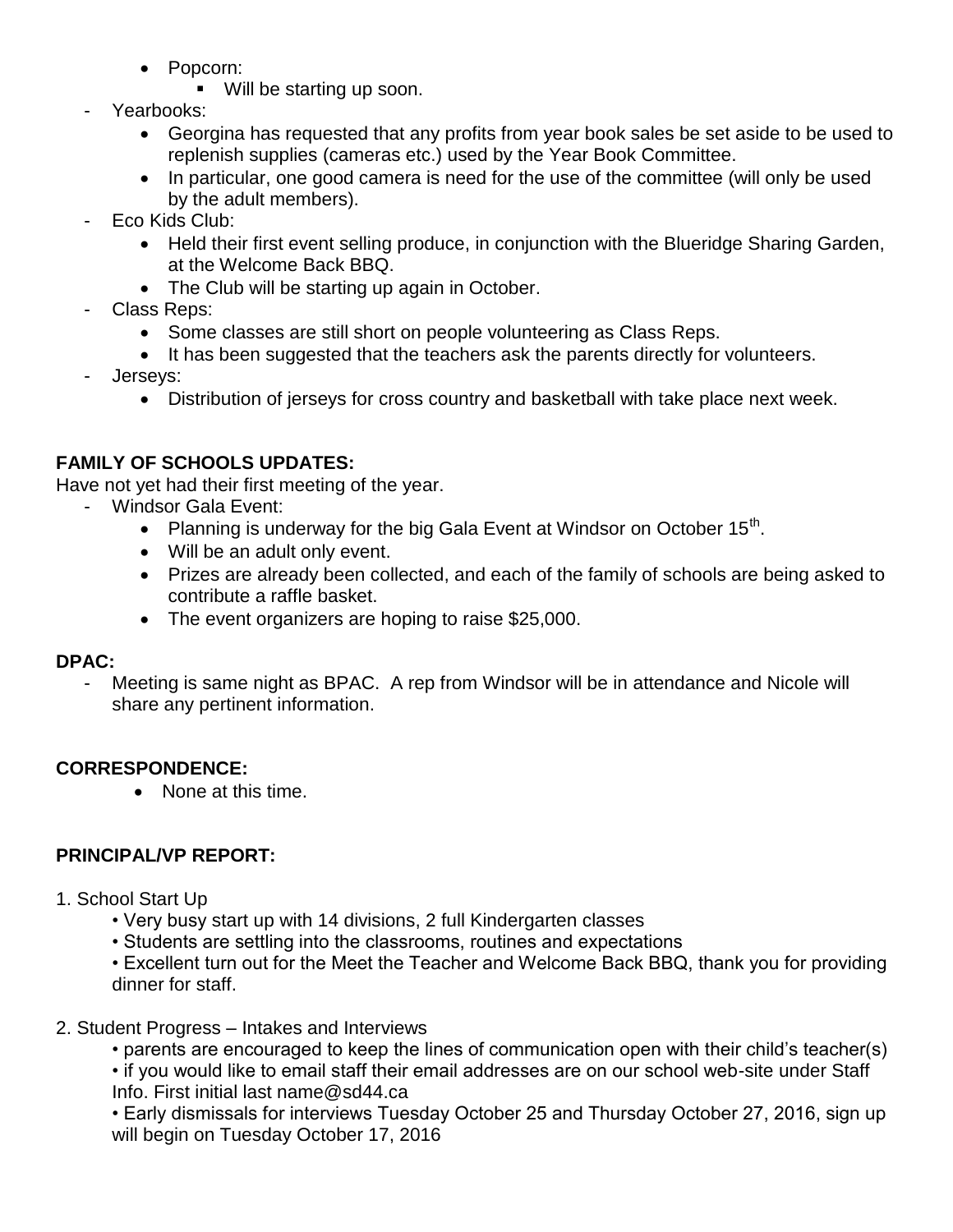- Popcorn:
  - Will be starting up soon.
- Yearbooks:
  - Georgina has requested that any profits from year book sales be set aside to be used to replenish supplies (cameras etc.) used by the Year Book Committee.
  - In particular, one good camera is need for the use of the committee (will only be used by the adult members).
- Eco Kids Club:
  - Held their first event selling produce, in conjunction with the Blueridge Sharing Garden, at the Welcome Back BBQ.
  - The Club will be starting up again in October.
- Class Reps:
  - Some classes are still short on people volunteering as Class Reps.
  - It has been suggested that the teachers ask the parents directly for volunteers.
- Jerseys:
  - Distribution of jerseys for cross country and basketball with take place next week.

**FAMILY OF SCHOOLS UPDATES:**

Have not yet had their first meeting of the year.

- Windsor Gala Event:
  - Planning is underway for the big Gala Event at Windsor on October 15th.
  - Will be an adult only event.
  - Prizes are already been collected, and each of the family of schools are being asked to contribute a raffle basket.
  - The event organizers are hoping to raise $25,000.

**DPAC:**

- Meeting is same night as BPAC. A rep from Windsor will be in attendance and Nicole will share any pertinent information.

**CORRESPONDENCE:**

- None at this time.

**PRINCIPAL/VP REPORT:**

1. School Start Up
   - Very busy start up with 14 divisions, 2 full Kindergarten classes
   - Students are settling into the classrooms, routines and expectations
   - Excellent turn out for the Meet the Teacher and Welcome Back BBQ, thank you for providing dinner for staff.

2. Student Progress – Intakes and Interviews
   - parents are encouraged to keep the lines of communication open with their child's teacher(s)
   - if you would like to email staff their email addresses are on our school web-site under Staff Info. First initial last name@sd44.ca
   - Early dismissals for interviews Tuesday October 25 and Thursday October 27, 2016, sign up will begin on Tuesday October 17, 2016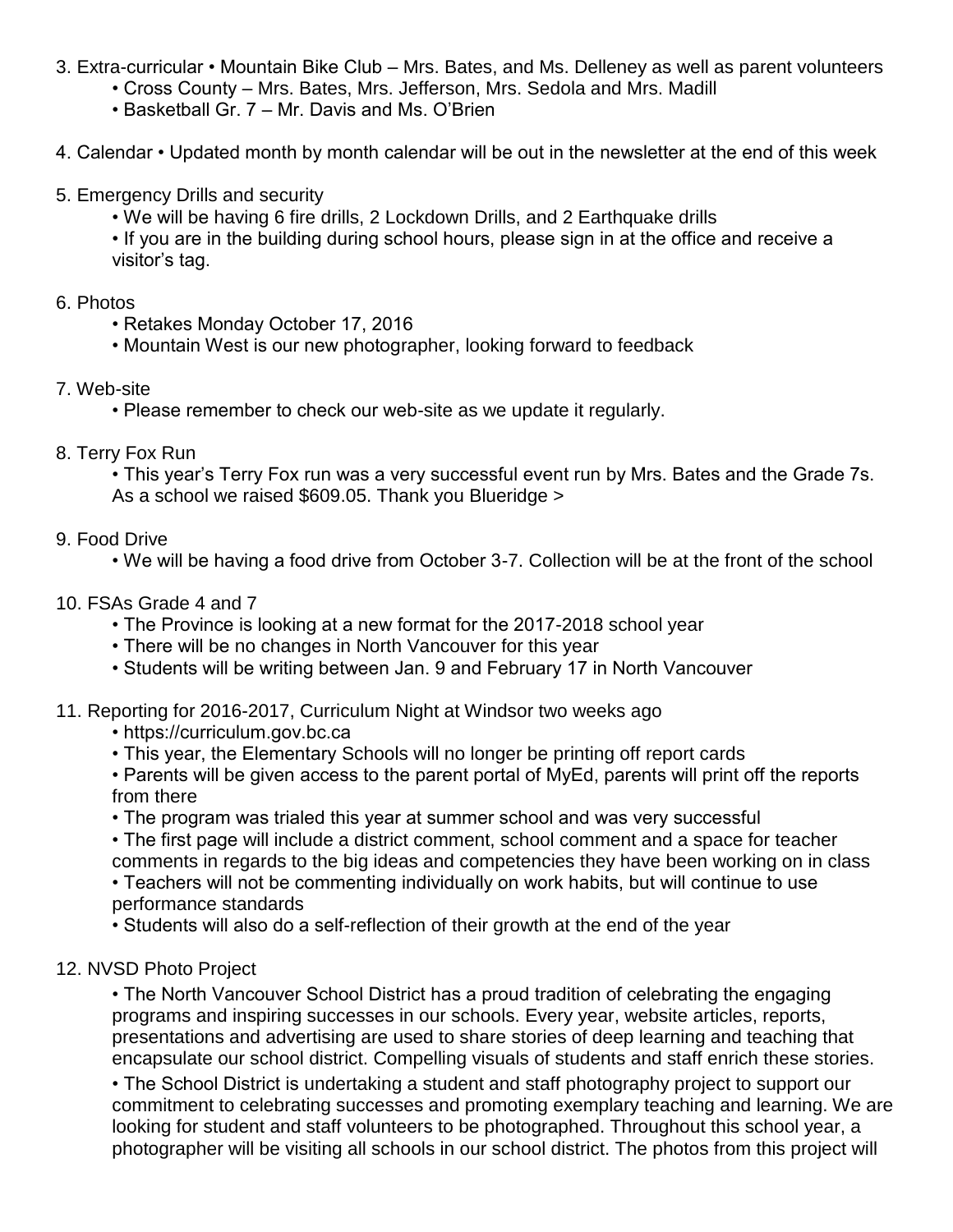3. Extra-curricular • Mountain Bike Club – Mrs. Bates, and Ms. Delleney as well as parent volunteers
    - Cross County – Mrs. Bates, Mrs. Jefferson, Mrs. Sedola and Mrs. Madill
    - Basketball Gr. 7 – Mr. Davis and Ms. O'Brien

4. Calendar • Updated month by month calendar will be out in the newsletter at the end of this week

5. Emergency Drills and security
    - We will be having 6 fire drills, 2 Lockdown Drills, and 2 Earthquake drills
    - If you are in the building during school hours, please sign in at the office and receive a visitor's tag.

6. Photos
    - Retakes Monday October 17, 2016
    - Mountain West is our new photographer, looking forward to feedback

7. Web-site
    - Please remember to check our web-site as we update it regularly.

8. Terry Fox Run
    - This year's Terry Fox run was a very successful event run by Mrs. Bates and the Grade 7s. As a school we raised $609.05. Thank you Blueridge >

9. Food Drive
    - We will be having a food drive from October 3-7. Collection will be at the front of the school

10. FSAs Grade 4 and 7
    - The Province is looking at a new format for the 2017-2018 school year
    - There will be no changes in North Vancouver for this year
    - Students will be writing between Jan. 9 and February 17 in North Vancouver

11. Reporting for 2016-2017, Curriculum Night at Windsor two weeks ago
    - https://curriculum.gov.bc.ca
    - This year, the Elementary Schools will no longer be printing off report cards
    - Parents will be given access to the parent portal of MyEd, parents will print off the reports from there
    - The program was trialed this year at summer school and was very successful
    - The first page will include a district comment, school comment and a space for teacher comments in regards to the big ideas and competencies they have been working on in class
    - Teachers will not be commenting individually on work habits, but will continue to use performance standards
    - Students will also do a self-reflection of their growth at the end of the year

12. NVSD Photo Project
    - The North Vancouver School District has a proud tradition of celebrating the engaging programs and inspiring successes in our schools. Every year, website articles, reports, presentations and advertising are used to share stories of deep learning and teaching that encapsulate our school district. Compelling visuals of students and staff enrich these stories.
    - The School District is undertaking a student and staff photography project to support our commitment to celebrating successes and promoting exemplary teaching and learning. We are looking for student and staff volunteers to be photographed. Throughout this school year, a photographer will be visiting all schools in our school district. The photos from this project will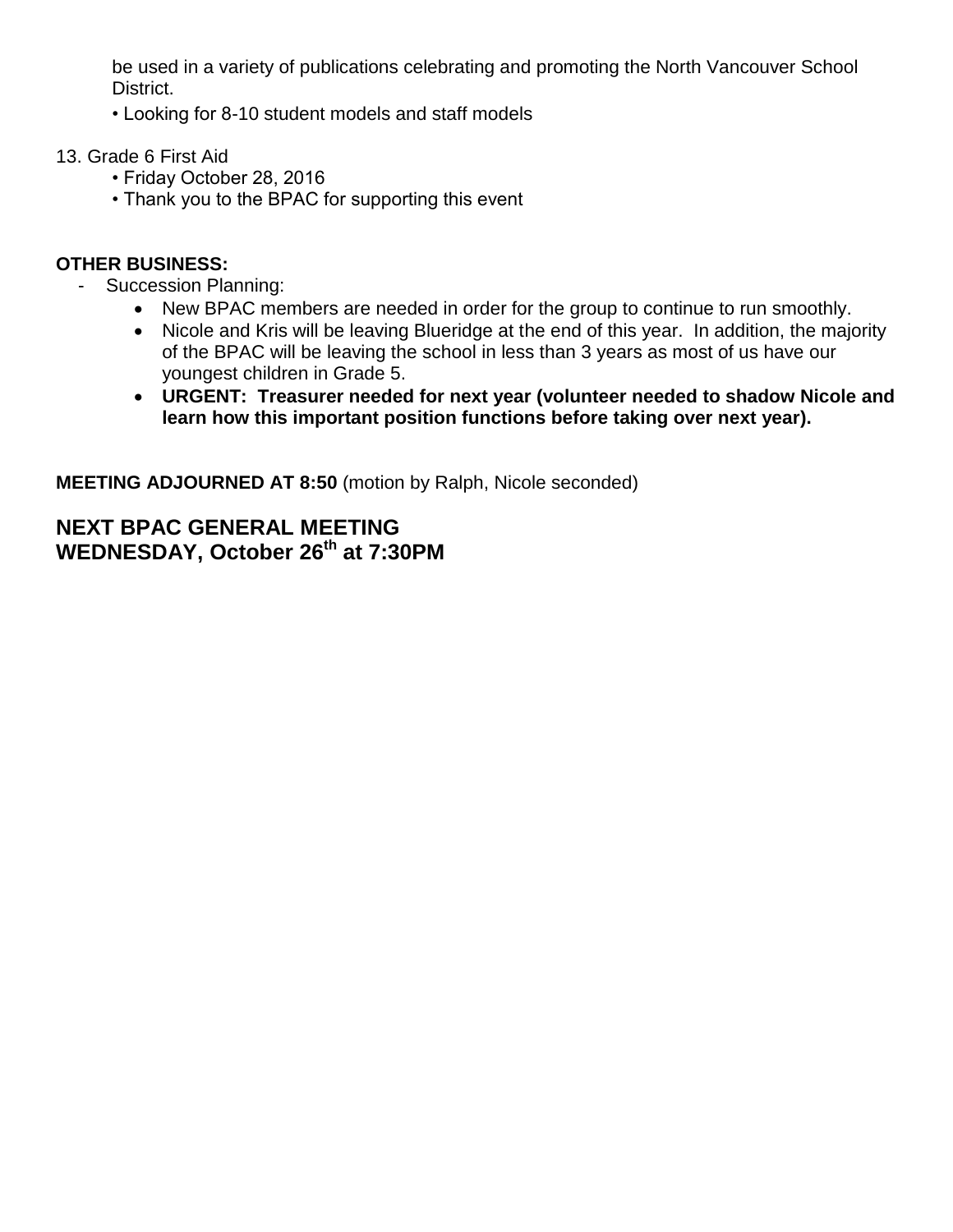be used in a variety of publications celebrating and promoting the North Vancouver School District.

• Looking for 8-10 student models and staff models

13. Grade 6 First Aid
    - Friday October 28, 2016
    - Thank you to the BPAC for supporting this event

**OTHER BUSINESS:**

- Succession Planning:
    - New BPAC members are needed in order for the group to continue to run smoothly.
    - Nicole and Kris will be leaving Blueridge at the end of this year. In addition, the majority of the BPAC will be leaving the school in less than 3 years as most of us have our youngest children in Grade 5.
    - **URGENT: Treasurer needed for next year (volunteer needed to shadow Nicole and learn how this important position functions before taking over next year).**

**MEETING ADJOURNED AT 8:50** (motion by Ralph, Nicole seconded)

## NEXT BPAC GENERAL MEETING
## WEDNESDAY, October 26th at 7:30PM